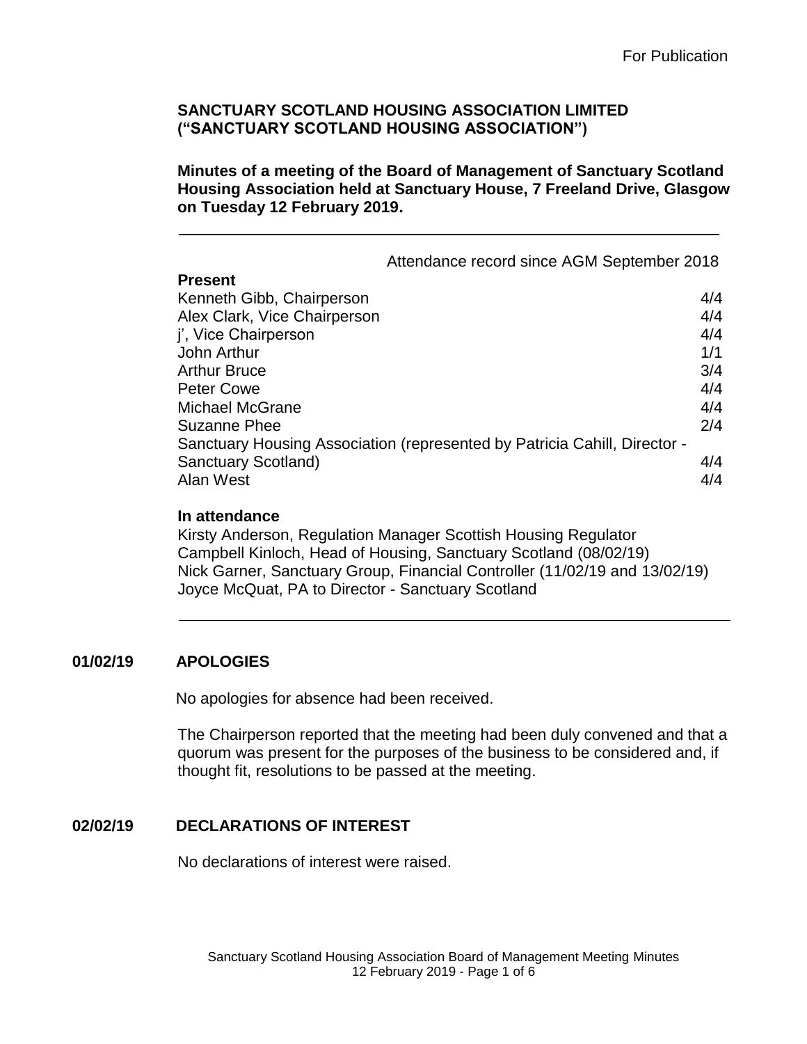For Publication

**SANCTUARY SCOTLAND HOUSING ASSOCIATION LIMITED ("SANCTUARY SCOTLAND HOUSING ASSOCIATION")**

**Minutes of a meeting of the Board of Management of Sanctuary Scotland Housing Association held at Sanctuary House, 7 Freeland Drive, Glasgow on Tuesday 12 February 2019.**

---

| **Present** | Attendance record since AGM September 2018 |
|---|---|
| Kenneth Gibb, Chairperson | 4/4 |
| Alex Clark, Vice Chairperson | 4/4 |
| j', Vice Chairperson | 4/4 |
| John Arthur | 1/1 |
| Arthur Bruce | 3/4 |
| Peter Cowe | 4/4 |
| Michael McGrane | 4/4 |
| Suzanne Phee | 2/4 |
| Sanctuary Housing Association (represented by Patricia Cahill, Director - Sanctuary Scotland) | 4/4 |
| Alan West | 4/4 |

**In attendance**

Kirsty Anderson, Regulation Manager Scottish Housing Regulator
Campbell Kinloch, Head of Housing, Sanctuary Scotland (08/02/19)
Nick Garner, Sanctuary Group, Financial Controller (11/02/19 and 13/02/19)
Joyce McQuat, PA to Director - Sanctuary Scotland

---

**01/02/19 APOLOGIES**

No apologies for absence had been received.

The Chairperson reported that the meeting had been duly convened and that a quorum was present for the purposes of the business to be considered and, if thought fit, resolutions to be passed at the meeting.

**02/02/19 DECLARATIONS OF INTEREST**

No declarations of interest were raised.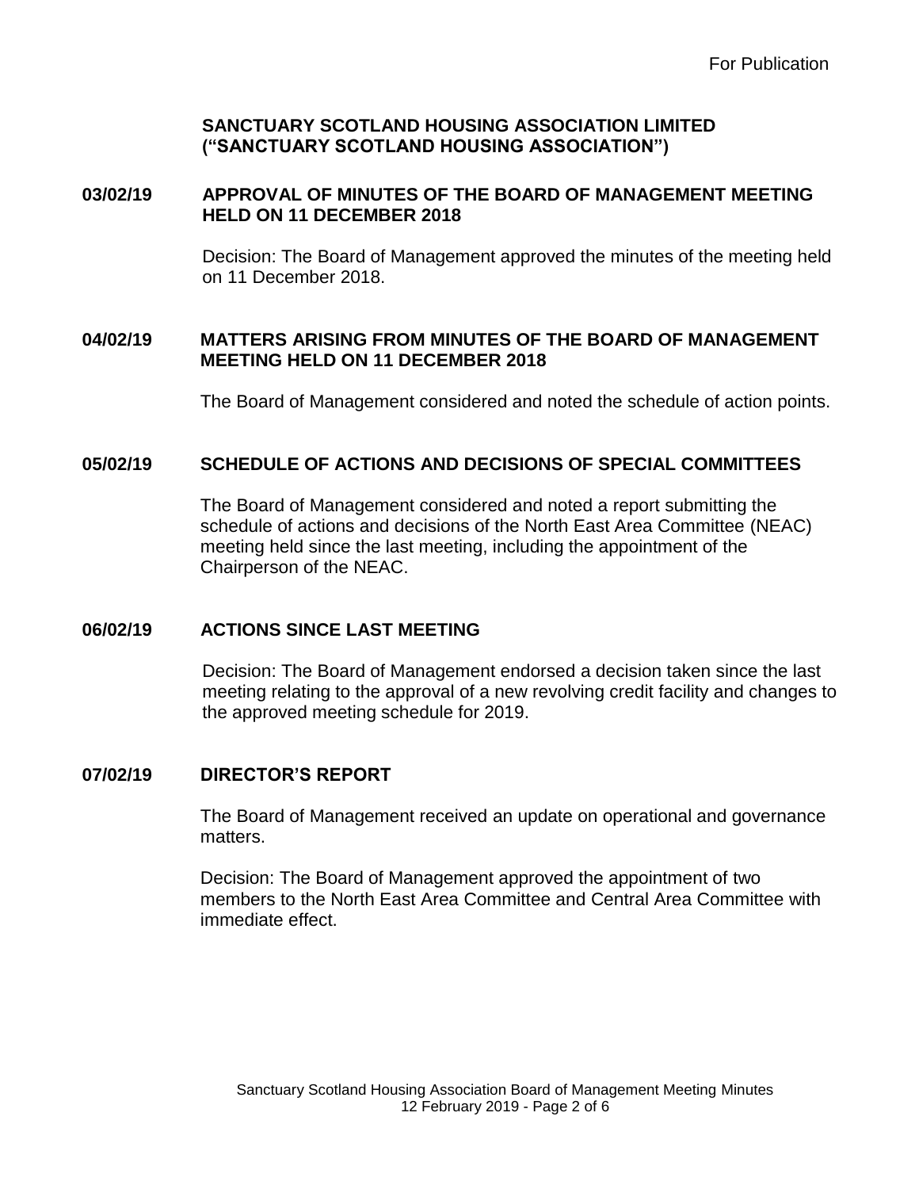**SANCTUARY SCOTLAND HOUSING ASSOCIATION LIMITED ("SANCTUARY SCOTLAND HOUSING ASSOCIATION")**

## 03/02/19 APPROVAL OF MINUTES OF THE BOARD OF MANAGEMENT MEETING HELD ON 11 DECEMBER 2018

Decision: The Board of Management approved the minutes of the meeting held on 11 December 2018.

## 04/02/19 MATTERS ARISING FROM MINUTES OF THE BOARD OF MANAGEMENT MEETING HELD ON 11 DECEMBER 2018

The Board of Management considered and noted the schedule of action points.

## 05/02/19 SCHEDULE OF ACTIONS AND DECISIONS OF SPECIAL COMMITTEES

The Board of Management considered and noted a report submitting the schedule of actions and decisions of the North East Area Committee (NEAC) meeting held since the last meeting, including the appointment of the Chairperson of the NEAC.

## 06/02/19 ACTIONS SINCE LAST MEETING

Decision: The Board of Management endorsed a decision taken since the last meeting relating to the approval of a new revolving credit facility and changes to the approved meeting schedule for 2019.

## 07/02/19 DIRECTOR'S REPORT

The Board of Management received an update on operational and governance matters.

Decision: The Board of Management approved the appointment of two members to the North East Area Committee and Central Area Committee with immediate effect.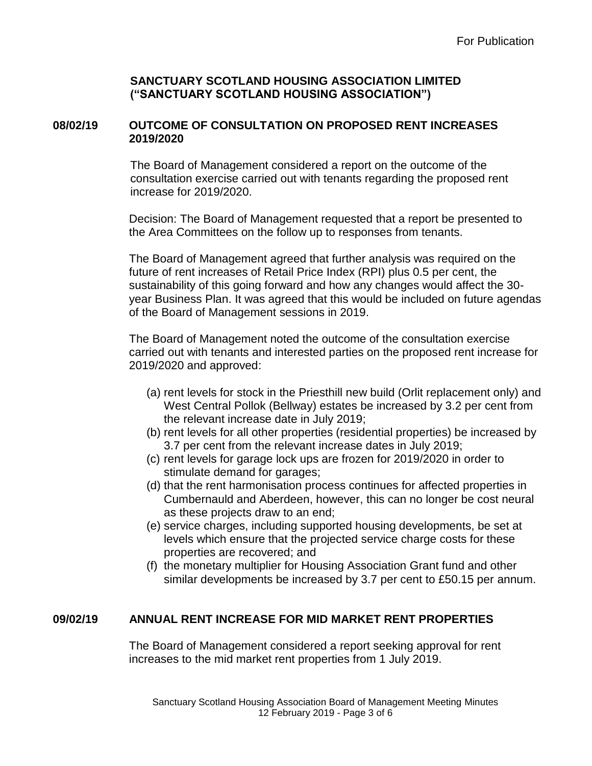For Publication

**SANCTUARY SCOTLAND HOUSING ASSOCIATION LIMITED
("SANCTUARY SCOTLAND HOUSING ASSOCIATION")**

## 08/02/19 OUTCOME OF CONSULTATION ON PROPOSED RENT INCREASES 2019/2020

The Board of Management considered a report on the outcome of the consultation exercise carried out with tenants regarding the proposed rent increase for 2019/2020.

Decision: The Board of Management requested that a report be presented to the Area Committees on the follow up to responses from tenants.

The Board of Management agreed that further analysis was required on the future of rent increases of Retail Price Index (RPI) plus 0.5 per cent, the sustainability of this going forward and how any changes would affect the 30-year Business Plan. It was agreed that this would be included on future agendas of the Board of Management sessions in 2019.

The Board of Management noted the outcome of the consultation exercise carried out with tenants and interested parties on the proposed rent increase for 2019/2020 and approved:

(a) rent levels for stock in the Priesthill new build (Orlit replacement only) and West Central Pollok (Bellway) estates be increased by 3.2 per cent from the relevant increase date in July 2019;
(b) rent levels for all other properties (residential properties) be increased by 3.7 per cent from the relevant increase dates in July 2019;
(c) rent levels for garage lock ups are frozen for 2019/2020 in order to stimulate demand for garages;
(d) that the rent harmonisation process continues for affected properties in Cumbernauld and Aberdeen, however, this can no longer be cost neural as these projects draw to an end;
(e) service charges, including supported housing developments, be set at levels which ensure that the projected service charge costs for these properties are recovered; and
(f) the monetary multiplier for Housing Association Grant fund and other similar developments be increased by 3.7 per cent to £50.15 per annum.

## 09/02/19 ANNUAL RENT INCREASE FOR MID MARKET RENT PROPERTIES

The Board of Management considered a report seeking approval for rent increases to the mid market rent properties from 1 July 2019.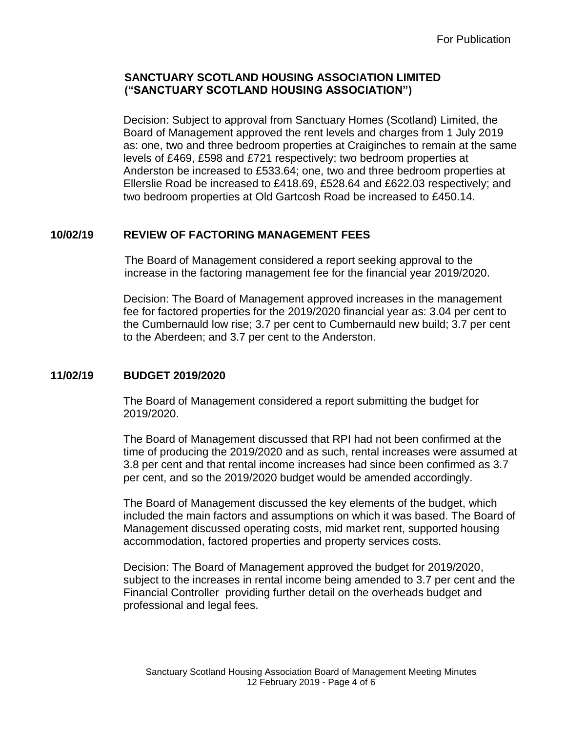**SANCTUARY SCOTLAND HOUSING ASSOCIATION LIMITED ("SANCTUARY SCOTLAND HOUSING ASSOCIATION")**

Decision: Subject to approval from Sanctuary Homes (Scotland) Limited, the Board of Management approved the rent levels and charges from 1 July 2019 as: one, two and three bedroom properties at Craiginches to remain at the same levels of £469, £598 and £721 respectively; two bedroom properties at Anderston be increased to £533.64; one, two and three bedroom properties at Ellerslie Road be increased to £418.69, £528.64 and £622.03 respectively; and two bedroom properties at Old Gartcosh Road be increased to £450.14.

## 10/02/19 REVIEW OF FACTORING MANAGEMENT FEES

The Board of Management considered a report seeking approval to the increase in the factoring management fee for the financial year 2019/2020.

Decision: The Board of Management approved increases in the management fee for factored properties for the 2019/2020 financial year as: 3.04 per cent to the Cumbernauld low rise; 3.7 per cent to Cumbernauld new build; 3.7 per cent to the Aberdeen; and 3.7 per cent to the Anderston.

## 11/02/19 BUDGET 2019/2020

The Board of Management considered a report submitting the budget for 2019/2020.

The Board of Management discussed that RPI had not been confirmed at the time of producing the 2019/2020 and as such, rental increases were assumed at 3.8 per cent and that rental income increases had since been confirmed as 3.7 per cent, and so the 2019/2020 budget would be amended accordingly.

The Board of Management discussed the key elements of the budget, which included the main factors and assumptions on which it was based. The Board of Management discussed operating costs, mid market rent, supported housing accommodation, factored properties and property services costs.

Decision: The Board of Management approved the budget for 2019/2020, subject to the increases in rental income being amended to 3.7 per cent and the Financial Controller providing further detail on the overheads budget and professional and legal fees.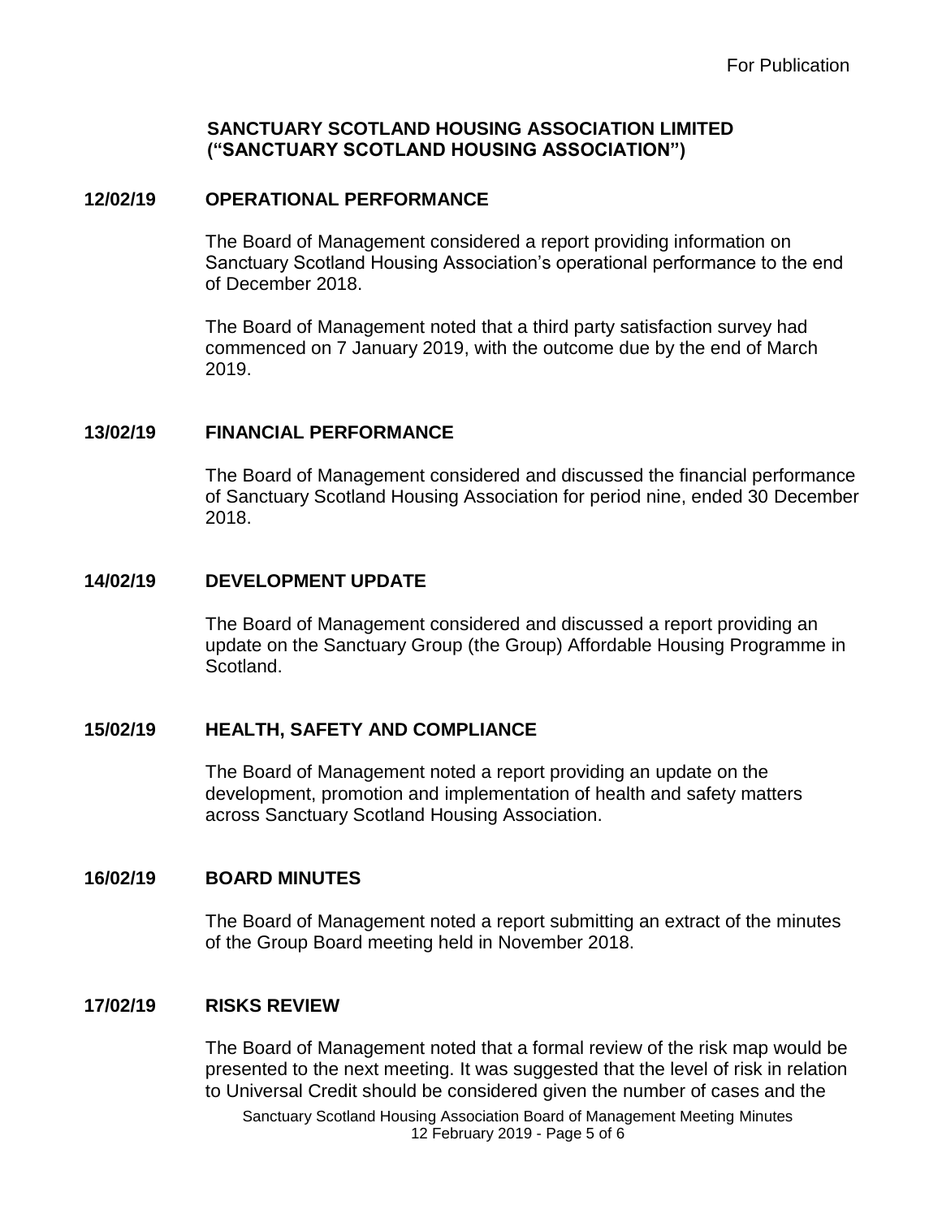For Publication

**SANCTUARY SCOTLAND HOUSING ASSOCIATION LIMITED ("SANCTUARY SCOTLAND HOUSING ASSOCIATION")**

## 12/02/19 OPERATIONAL PERFORMANCE

The Board of Management considered a report providing information on Sanctuary Scotland Housing Association's operational performance to the end of December 2018.

The Board of Management noted that a third party satisfaction survey had commenced on 7 January 2019, with the outcome due by the end of March 2019.

## 13/02/19 FINANCIAL PERFORMANCE

The Board of Management considered and discussed the financial performance of Sanctuary Scotland Housing Association for period nine, ended 30 December 2018.

## 14/02/19 DEVELOPMENT UPDATE

The Board of Management considered and discussed a report providing an update on the Sanctuary Group (the Group) Affordable Housing Programme in Scotland.

## 15/02/19 HEALTH, SAFETY AND COMPLIANCE

The Board of Management noted a report providing an update on the development, promotion and implementation of health and safety matters across Sanctuary Scotland Housing Association.

## 16/02/19 BOARD MINUTES

The Board of Management noted a report submitting an extract of the minutes of the Group Board meeting held in November 2018.

## 17/02/19 RISKS REVIEW

The Board of Management noted that a formal review of the risk map would be presented to the next meeting. It was suggested that the level of risk in relation to Universal Credit should be considered given the number of cases and the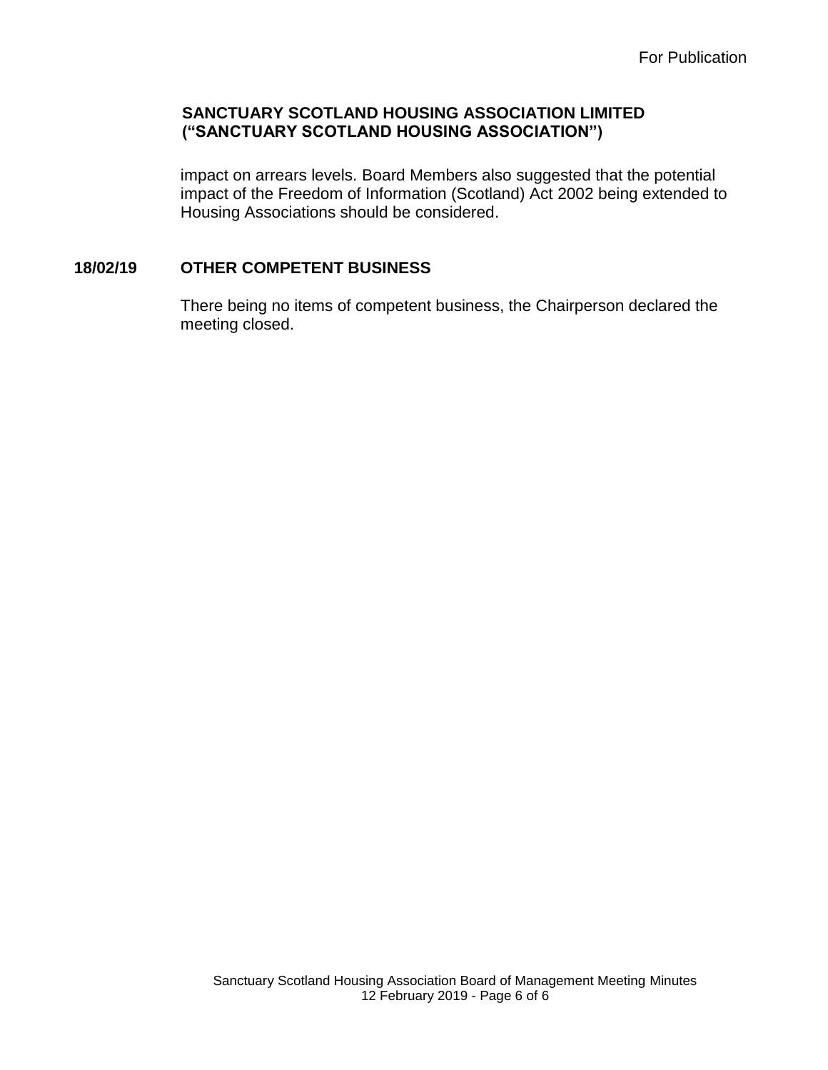impact on arrears levels. Board Members also suggested that the potential impact of the Freedom of Information (Scotland) Act 2002 being extended to Housing Associations should be considered.

**18/02/19 OTHER COMPETENT BUSINESS**

There being no items of competent business, the Chairperson declared the meeting closed.